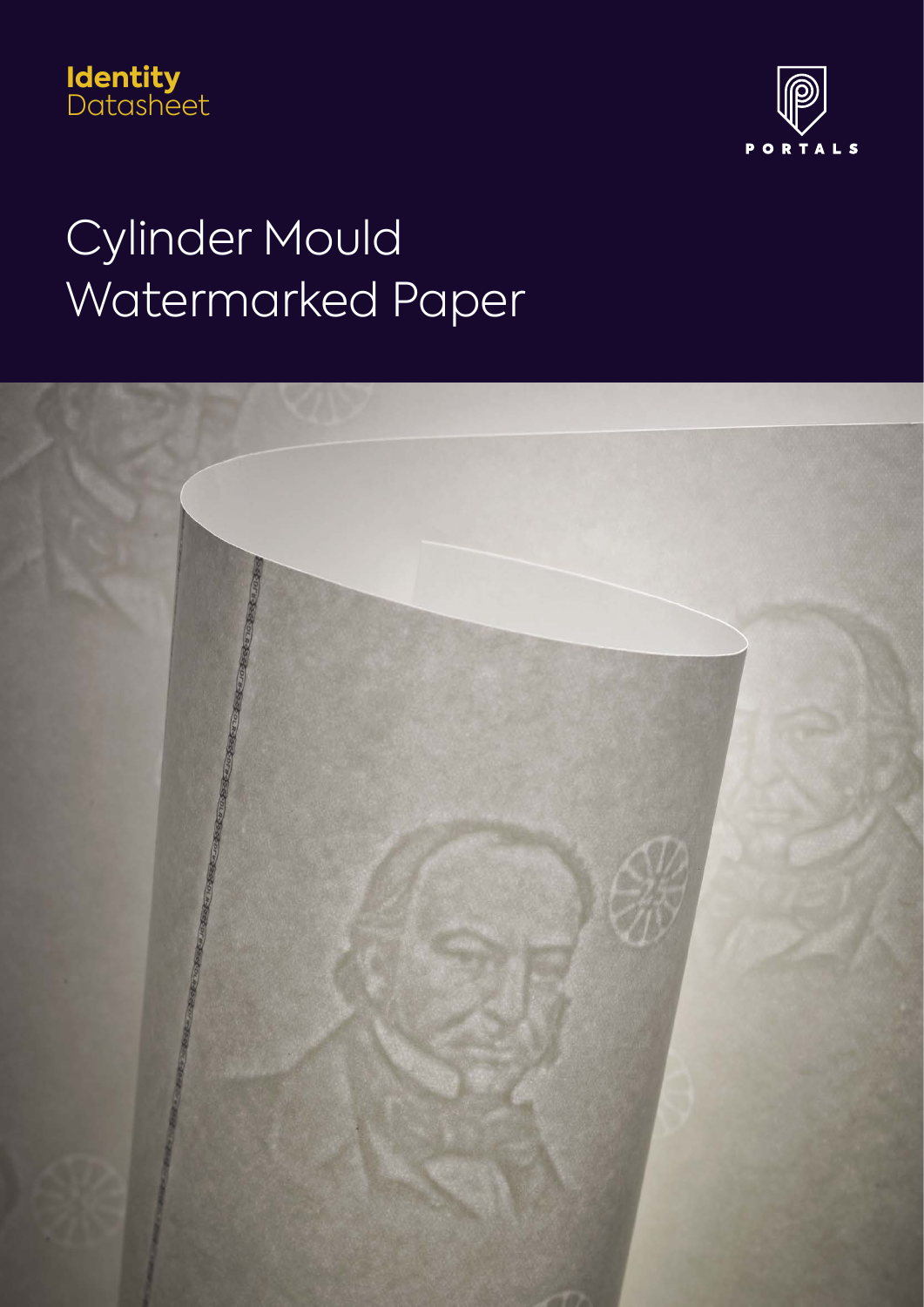**Identity**
Datasheet

PORTALS

# Cylinder Mould Watermarked Paper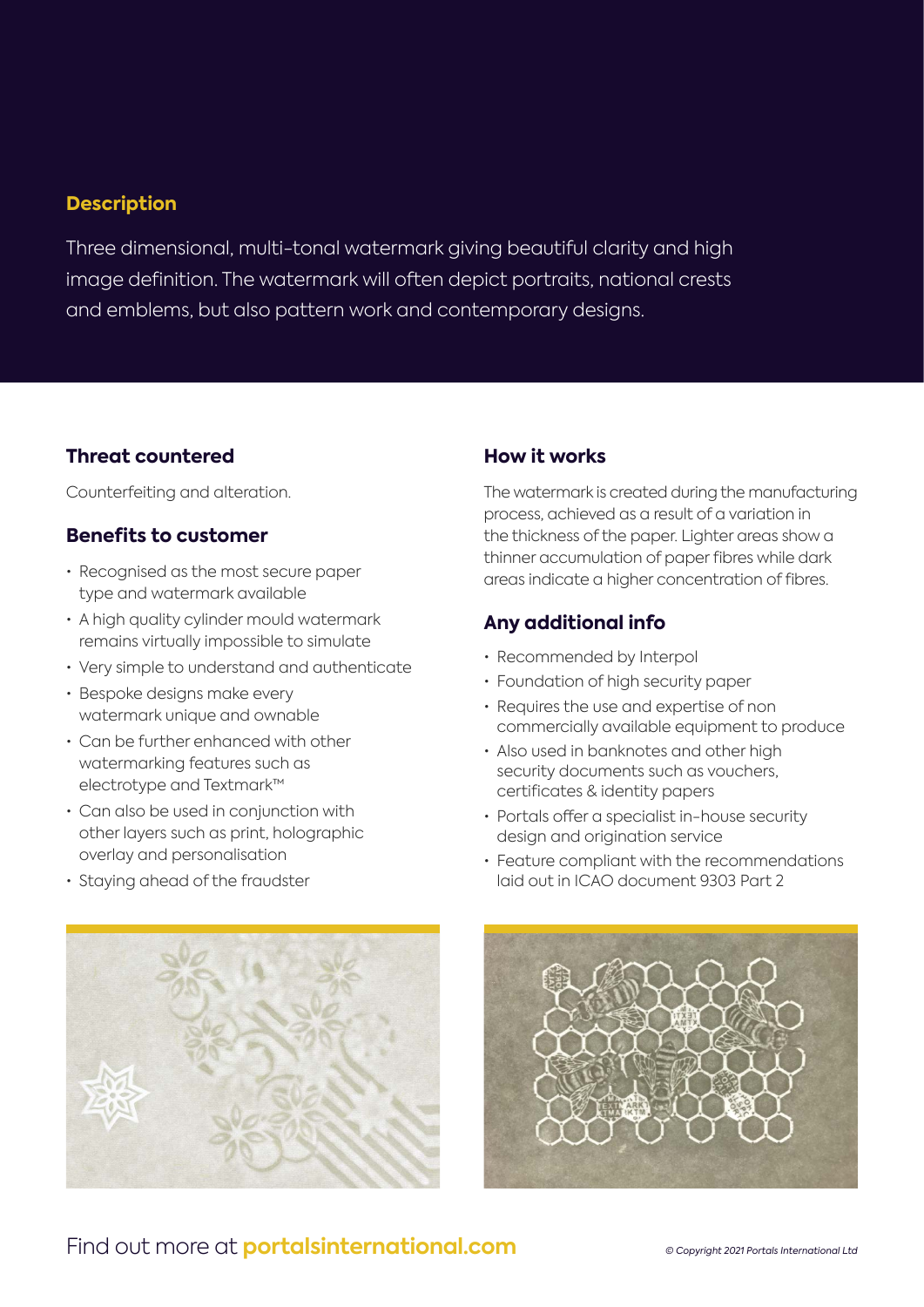## Description

Three dimensional, multi-tonal watermark giving beautiful clarity and high image definition. The watermark will often depict portraits, national crests and emblems, but also pattern work and contemporary designs.

### Threat countered

Counterfeiting and alteration.

### Benefits to customer

- Recognised as the most secure paper type and watermark available
- A high quality cylinder mould watermark remains virtually impossible to simulate
- Very simple to understand and authenticate
- Bespoke designs make every watermark unique and ownable
- Can be further enhanced with other watermarking features such as electrotype and Textmark™
- Can also be used in conjunction with other layers such as print, holographic overlay and personalisation
- Staying ahead of the fraudster

### How it works

The watermark is created during the manufacturing process, achieved as a result of a variation in the thickness of the paper. Lighter areas show a thinner accumulation of paper fibres while dark areas indicate a higher concentration of fibres.

### Any additional info

- Recommended by Interpol
- Foundation of high security paper
- Requires the use and expertise of non commercially available equipment to produce
- Also used in banknotes and other high security documents such as vouchers, certificates & identity papers
- Portals offer a specialist in-house security design and origination service
- Feature compliant with the recommendations laid out in ICAO document 9303 Part 2

Find out more at **portalsinternational.com**

*© Copyright 2021 Portals International Ltd*